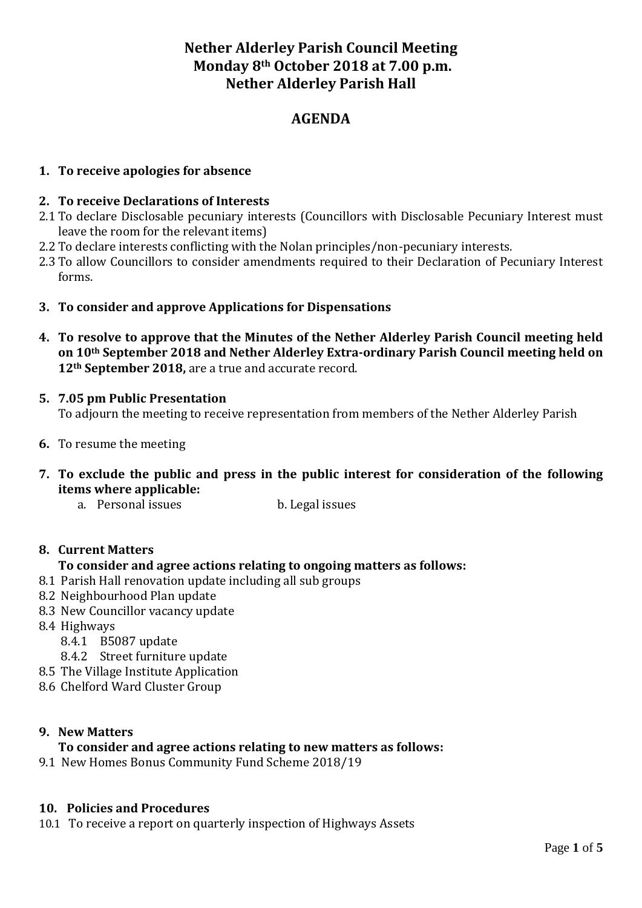# Nether Alderley Parish Council Meeting
# Monday 8th October 2018 at 7.00 p.m.
# Nether Alderley Parish Hall

## AGENDA

**1. To receive apologies for absence**

**2. To receive Declarations of Interests**

2.1 To declare Disclosable pecuniary interests (Councillors with Disclosable Pecuniary Interest must leave the room for the relevant items)

2.2 To declare interests conflicting with the Nolan principles/non-pecuniary interests.

2.3 To allow Councillors to consider amendments required to their Declaration of Pecuniary Interest forms.

**3. To consider and approve Applications for Dispensations**

**4. To resolve to approve that the Minutes of the Nether Alderley Parish Council meeting held on 10th September 2018 and Nether Alderley Extra-ordinary Parish Council meeting held on 12th September 2018,** are a true and accurate record.

**5. 7.05 pm Public Presentation**

To adjourn the meeting to receive representation from members of the Nether Alderley Parish

**6.** To resume the meeting

**7. To exclude the public and press in the public interest for consideration of the following items where applicable:**

a. Personal issues    b. Legal issues

**8. Current Matters**

**To consider and agree actions relating to ongoing matters as follows:**

8.1 Parish Hall renovation update including all sub groups

8.2 Neighbourhood Plan update

8.3 New Councillor vacancy update

8.4 Highways

- 8.4.1 B5087 update
- 8.4.2 Street furniture update

8.5 The Village Institute Application

8.6 Chelford Ward Cluster Group

**9. New Matters**

**To consider and agree actions relating to new matters as follows:**

9.1 New Homes Bonus Community Fund Scheme 2018/19

**10. Policies and Procedures**

10.1 To receive a report on quarterly inspection of Highways Assets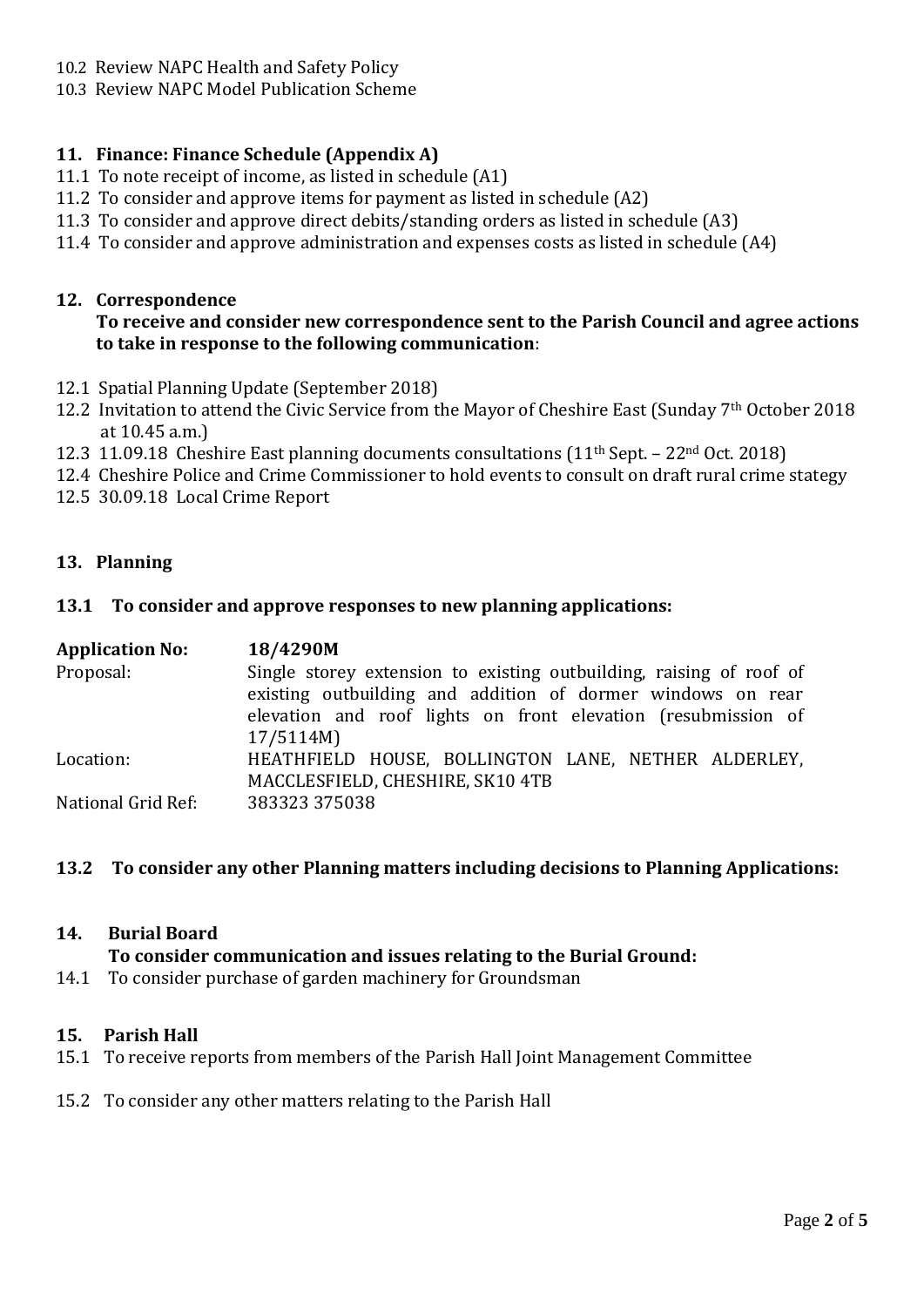10.2 Review NAPC Health and Safety Policy

10.3 Review NAPC Model Publication Scheme

## 11. Finance: Finance Schedule (Appendix A)

11.1 To note receipt of income, as listed in schedule (A1)

11.2 To consider and approve items for payment as listed in schedule (A2)

11.3 To consider and approve direct debits/standing orders as listed in schedule (A3)

11.4 To consider and approve administration and expenses costs as listed in schedule (A4)

## 12. Correspondence

**To receive and consider new correspondence sent to the Parish Council and agree actions to take in response to the following communication**:

12.1 Spatial Planning Update (September 2018)

12.2 Invitation to attend the Civic Service from the Mayor of Cheshire East (Sunday 7th October 2018 at 10.45 a.m.)

12.3 11.09.18 Cheshire East planning documents consultations (11th Sept. – 22nd Oct. 2018)

12.4 Cheshire Police and Crime Commissioner to hold events to consult on draft rural crime stategy

12.5 30.09.18 Local Crime Report

## 13. Planning

### 13.1 To consider and approve responses to new planning applications:

| **Application No:** | **18/4290M** |
|---|---|
| Proposal: | Single storey extension to existing outbuilding, raising of roof of existing outbuilding and addition of dormer windows on rear elevation and roof lights on front elevation (resubmission of 17/5114M) |
| Location: | HEATHFIELD HOUSE, BOLLINGTON LANE, NETHER ALDERLEY, MACCLESFIELD, CHESHIRE, SK10 4TB |
| National Grid Ref: | 383323 375038 |

### 13.2 To consider any other Planning matters including decisions to Planning Applications:

## 14. Burial Board

**To consider communication and issues relating to the Burial Ground:**

14.1 To consider purchase of garden machinery for Groundsman

## 15. Parish Hall

15.1 To receive reports from members of the Parish Hall Joint Management Committee

15.2 To consider any other matters relating to the Parish Hall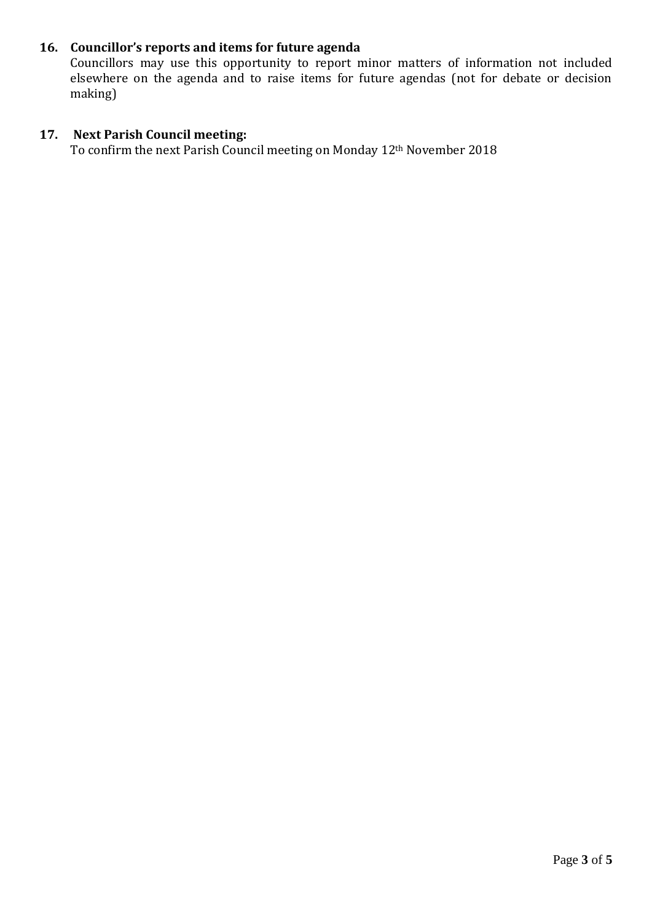**16. Councillor's reports and items for future agenda**

Councillors may use this opportunity to report minor matters of information not included elsewhere on the agenda and to raise items for future agendas (not for debate or decision making)

**17. Next Parish Council meeting:**

To confirm the next Parish Council meeting on Monday 12th November 2018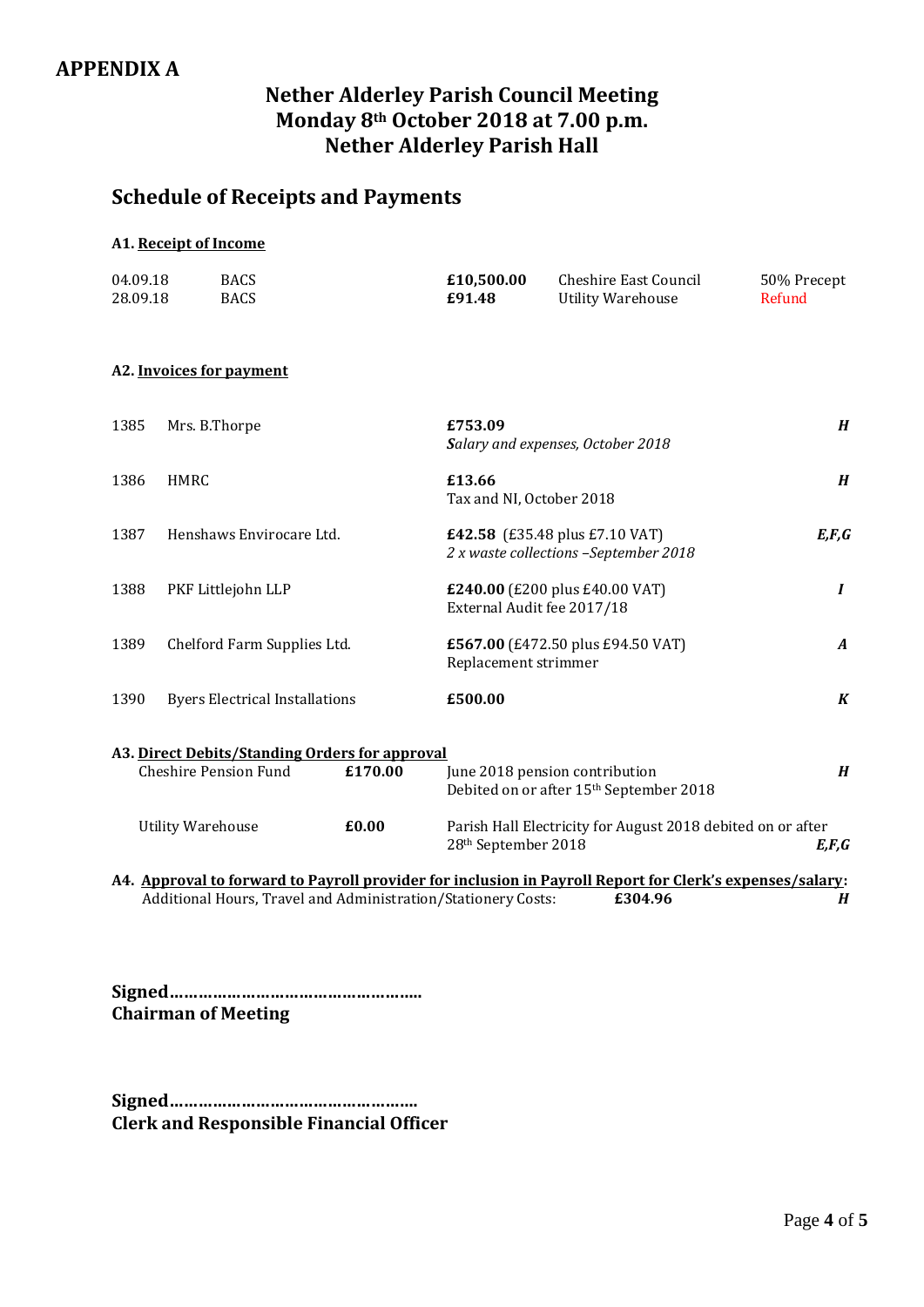## APPENDIX A

# Nether Alderley Parish Council Meeting
# Monday 8th October 2018 at 7.00 p.m.
# Nether Alderley Parish Hall

## Schedule of Receipts and Payments

### A1. Receipt of Income

| | | | | |
|---|---|---|---|---|
| 04.09.18 | BACS | **£10,500.00** | Cheshire East Council | 50% Precept |
| 28.09.18 | BACS | **£91.48** | Utility Warehouse | Refund |

### A2. Invoices for payment

| | | | |
|---|---|---|---|
| 1385 | Mrs. B.Thorpe | **£753.09**<br>*Salary and expenses, October 2018* | ***H*** |
| 1386 | HMRC | **£13.66**<br>Tax and NI, October 2018 | ***H*** |
| 1387 | Henshaws Envirocare Ltd. | **£42.58** (£35.48 plus £7.10 VAT)<br>*2 x waste collections –September 2018* | ***E,F,G*** |
| 1388 | PKF Littlejohn LLP | **£240.00** (£200 plus £40.00 VAT)<br>External Audit fee 2017/18 | ***I*** |
| 1389 | Chelford Farm Supplies Ltd. | **£567.00** (£472.50 plus £94.50 VAT)<br>Replacement strimmer | ***A*** |
| 1390 | Byers Electrical Installations | **£500.00** | ***K*** |

### A3. Direct Debits/Standing Orders for approval

| | | | |
|---|---|---|---|
| Cheshire Pension Fund | **£170.00** | June 2018 pension contribution<br>Debited on or after 15th September 2018 | ***H*** |
| Utility Warehouse | **£0.00** | Parish Hall Electricity for August 2018 debited on or after 28th September 2018 | ***E,F,G*** |

**A4. Approval to forward to Payroll provider for inclusion in Payroll Report for Clerk's expenses/salary:**

Additional Hours, Travel and Administration/Stationery Costs: **£304.96** ***H***

**Signed……………………………………………..**
**Chairman of Meeting**

**Signed……………………………………………**
**Clerk and Responsible Financial Officer**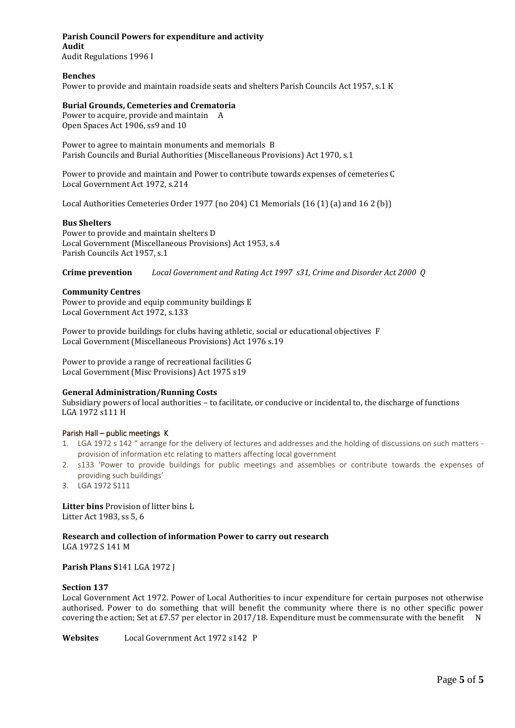**Parish Council Powers for expenditure and activity**

**Audit**

Audit Regulations 1996 I

**Benches**

Power to provide and maintain roadside seats and shelters Parish Councils Act 1957, s.1 K

**Burial Grounds, Cemeteries and Crematoria**

Power to acquire, provide and maintain A
Open Spaces Act 1906, ss9 and 10

Power to agree to maintain monuments and memorials B
Parish Councils and Burial Authorities (Miscellaneous Provisions) Act 1970, s.1

Power to provide and maintain and Power to contribute towards expenses of cemeteries C
Local Government Act 1972, s.214

Local Authorities Cemeteries Order 1977 (no 204) C1 Memorials (16 (1) (a) and 16 2 (b))

**Bus Shelters**

Power to provide and maintain shelters D
Local Government (Miscellaneous Provisions) Act 1953, s.4
Parish Councils Act 1957, s.1

**Crime prevention** *Local Government and Rating Act 1997 s31, Crime and Disorder Act 2000 Q*

**Community Centres**

Power to provide and equip community buildings E
Local Government Act 1972, s.133

Power to provide buildings for clubs having athletic, social or educational objectives F
Local Government (Miscellaneous Provisions) Act 1976 s.19

Power to provide a range of recreational facilities G
Local Government (Misc Provisions) Act 1975 s19

**General Administration/Running Costs**

Subsidiary powers of local authorities – to facilitate, or conducive or incidental to, the discharge of functions
LGA 1972 s111 H

**Parish Hall – public meetings K**

1. LGA 1972 s 142 " arrange for the delivery of lectures and addresses and the holding of discussions on such matters - provision of information etc relating to matters affecting local government
2. s133 'Power to provide buildings for public meetings and assemblies or contribute towards the expenses of providing such buildings'
3. LGA 1972 S111

**Litter bins** Provision of litter bins L
Litter Act 1983, ss 5, 6

**Research and collection of information Power to carry out research**
LGA 1972 S 141 M

**Parish Plans S**141 LGA 1972 J

**Section 137**

Local Government Act 1972. Power of Local Authorities to incur expenditure for certain purposes not otherwise authorised. Power to do something that will benefit the community where there is no other specific power covering the action; Set at £7.57 per elector in 2017/18. Expenditure must be commensurate with the benefit N

**Websites** Local Government Act 1972 s142 P